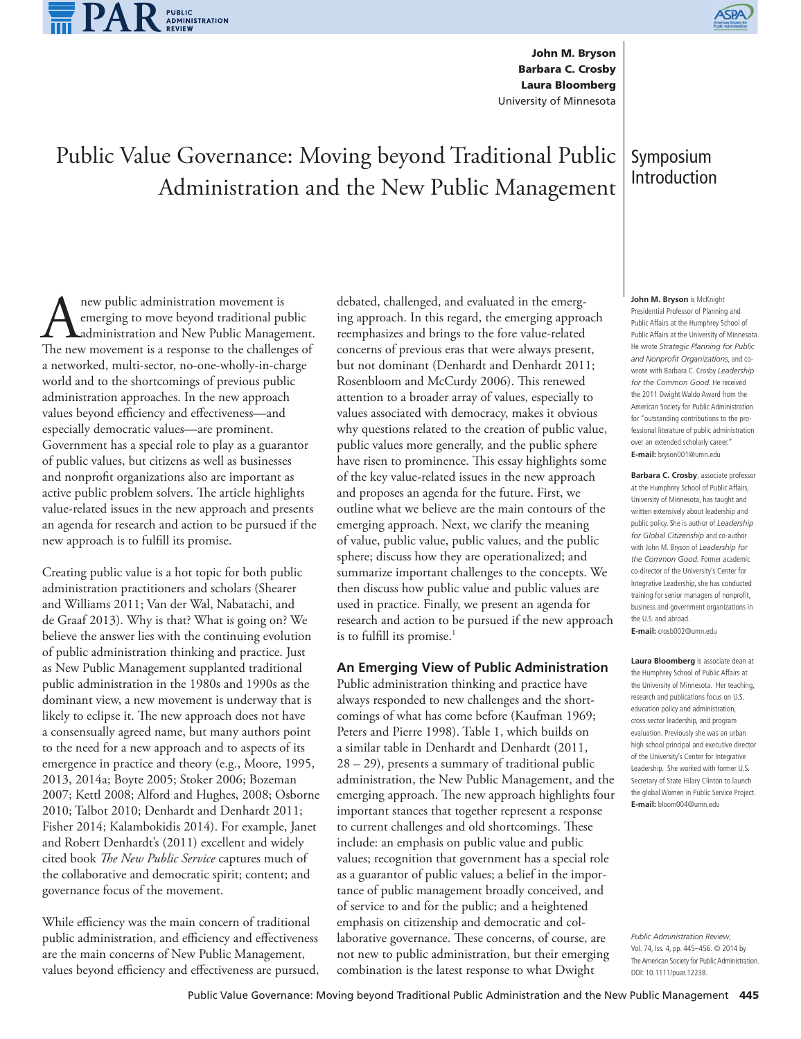John M. Bryson
Barbara C. Crosby
Laura Bloomberg
University of Minnesota

# Public Value Governance: Moving beyond Traditional Public Administration and the New Public Management

Symposium Introduction

A new public administration movement is emerging to move beyond traditional public administration and New Public Management. The new movement is a response to the challenges of a networked, multi-sector, no-one-wholly-in-charge world and to the shortcomings of previous public administration approaches. In the new approach values beyond efficiency and effectiveness—and especially democratic values—are prominent. Government has a special role to play as a guarantor of public values, but citizens as well as businesses and nonprofit organizations also are important as active public problem solvers. The article highlights value-related issues in the new approach and presents an agenda for research and action to be pursued if the new approach is to fulfill its promise.

Creating public value is a hot topic for both public administration practitioners and scholars (Shearer and Williams 2011; Van der Wal, Nabatachi, and de Graaf 2013). Why is that? What is going on? We believe the answer lies with the continuing evolution of public administration thinking and practice. Just as New Public Management supplanted traditional public administration in the 1980s and 1990s as the dominant view, a new movement is underway that is likely to eclipse it. The new approach does not have a consensually agreed name, but many authors point to the need for a new approach and to aspects of its emergence in practice and theory (e.g., Moore, 1995, 2013, 2014a; Boyte 2005; Stoker 2006; Bozeman 2007; Kettl 2008; Alford and Hughes, 2008; Osborne 2010; Talbot 2010; Denhardt and Denhardt 2011; Fisher 2014; Kalambokidis 2014). For example, Janet and Robert Denhardt's (2011) excellent and widely cited book *The New Public Service* captures much of the collaborative and democratic spirit; content; and governance focus of the movement.

While efficiency was the main concern of traditional public administration, and efficiency and effectiveness are the main concerns of New Public Management, values beyond efficiency and effectiveness are pursued, debated, challenged, and evaluated in the emerging approach. In this regard, the emerging approach reemphasizes and brings to the fore value-related concerns of previous eras that were always present, but not dominant (Denhardt and Denhardt 2011; Rosenbloom and McCurdy 2006). This renewed attention to a broader array of values, especially to values associated with democracy, makes it obvious why questions related to the creation of public value, public values more generally, and the public sphere have risen to prominence. This essay highlights some of the key value-related issues in the new approach and proposes an agenda for the future. First, we outline what we believe are the main contours of the emerging approach. Next, we clarify the meaning of value, public value, public values, and the public sphere; discuss how they are operationalized; and summarize important challenges to the concepts. We then discuss how public value and public values are used in practice. Finally, we present an agenda for research and action to be pursued if the new approach is to fulfill its promise.[1]

## An Emerging View of Public Administration

Public administration thinking and practice have always responded to new challenges and the shortcomings of what has come before (Kaufman 1969; Peters and Pierre 1998). Table 1, which builds on a similar table in Denhardt and Denhardt (2011, 28 – 29), presents a summary of traditional public administration, the New Public Management, and the emerging approach. The new approach highlights four important stances that together represent a response to current challenges and old shortcomings. These include: an emphasis on public value and public values; recognition that government has a special role as a guarantor of public values; a belief in the importance of public management broadly conceived, and of service to and for the public; and a heightened emphasis on citizenship and democratic and collaborative governance. These concerns, of course, are not new to public administration, but their emerging combination is the latest response to what Dwight

**John M. Bryson** is McKnight Presidential Professor of Planning and Public Affairs at the Humphrey School of Public Affairs at the University of Minnesota. He wrote *Strategic Planning for Public and Nonprofit Organizations*, and co-wrote with Barbara C. Crosby *Leadership for the Common Good*. He received the 2011 Dwight Waldo Award from the American Society for Public Administration for "outstanding contributions to the professional literature of public administration over an extended scholarly career."
**E-mail:** bryson001@umn.edu

**Barbara C. Crosby**, associate professor at the Humphrey School of Public Affairs, University of Minnesota, has taught and written extensively about leadership and public policy. She is author of *Leadership for Global Citizenship* and co-author with John M. Bryson of *Leadership for the Common Good*. Former academic co-director of the University's Center for Integrative Leadership, she has conducted training for senior managers of nonprofit, business and government organizations in the U.S. and abroad.
**E-mail:** crosb002@umn.edu

**Laura Bloomberg** is associate dean at the Humphrey School of Public Affairs at the University of Minnesota. Her teaching, research and publications focus on U.S. education policy and administration, cross sector leadership, and program evaluation. Previously she was an urban high school principal and executive director of the University's Center for Integrative Leadership. She worked with former U.S. Secretary of State Hilary Clinton to launch the global Women in Public Service Project.
**E-mail:** bloom004@umn.edu

*Public Administration Review*, Vol. 74, Iss. 4, pp. 445–456. © 2014 by The American Society for Public Administration. DOI: 10.1111/puar.12238.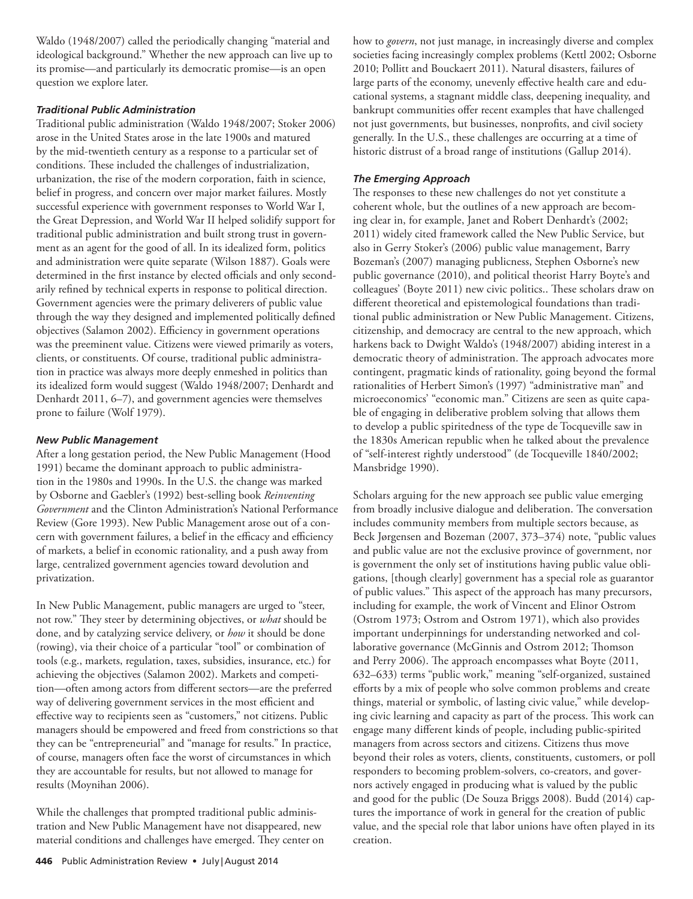Waldo (1948/2007) called the periodically changing "material and ideological background." Whether the new approach can live up to its promise—and particularly its democratic promise—is an open question we explore later.

### *Traditional Public Administration*

Traditional public administration (Waldo 1948/2007; Stoker 2006) arose in the United States arose in the late 1900s and matured by the mid-twentieth century as a response to a particular set of conditions. These included the challenges of industrialization, urbanization, the rise of the modern corporation, faith in science, belief in progress, and concern over major market failures. Mostly successful experience with government responses to World War I, the Great Depression, and World War II helped solidify support for traditional public administration and built strong trust in government as an agent for the good of all. In its idealized form, politics and administration were quite separate (Wilson 1887). Goals were determined in the first instance by elected officials and only secondarily refined by technical experts in response to political direction. Government agencies were the primary deliverers of public value through the way they designed and implemented politically defined objectives (Salamon 2002). Efficiency in government operations was the preeminent value. Citizens were viewed primarily as voters, clients, or constituents. Of course, traditional public administration in practice was always more deeply enmeshed in politics than its idealized form would suggest (Waldo 1948/2007; Denhardt and Denhardt 2011, 6–7), and government agencies were themselves prone to failure (Wolf 1979).

### *New Public Management*

After a long gestation period, the New Public Management (Hood 1991) became the dominant approach to public administration in the 1980s and 1990s. In the U.S. the change was marked by Osborne and Gaebler's (1992) best-selling book *Reinventing Government* and the Clinton Administration's National Performance Review (Gore 1993). New Public Management arose out of a concern with government failures, a belief in the efficacy and efficiency of markets, a belief in economic rationality, and a push away from large, centralized government agencies toward devolution and privatization.

In New Public Management, public managers are urged to "steer, not row." They steer by determining objectives, or *what* should be done, and by catalyzing service delivery, or *how* it should be done (rowing), via their choice of a particular "tool" or combination of tools (e.g., markets, regulation, taxes, subsidies, insurance, etc.) for achieving the objectives (Salamon 2002). Markets and competition—often among actors from different sectors—are the preferred way of delivering government services in the most efficient and effective way to recipients seen as "customers," not citizens. Public managers should be empowered and freed from constrictions so that they can be "entrepreneurial" and "manage for results." In practice, of course, managers often face the worst of circumstances in which they are accountable for results, but not allowed to manage for results (Moynihan 2006).

While the challenges that prompted traditional public administration and New Public Management have not disappeared, new material conditions and challenges have emerged. They center on how to *govern*, not just manage, in increasingly diverse and complex societies facing increasingly complex problems (Kettl 2002; Osborne 2010; Pollitt and Bouckaert 2011). Natural disasters, failures of large parts of the economy, unevenly effective health care and educational systems, a stagnant middle class, deepening inequality, and bankrupt communities offer recent examples that have challenged not just governments, but businesses, nonprofits, and civil society generally. In the U.S., these challenges are occurring at a time of historic distrust of a broad range of institutions (Gallup 2014).

### *The Emerging Approach*

The responses to these new challenges do not yet constitute a coherent whole, but the outlines of a new approach are becoming clear in, for example, Janet and Robert Denhardt's (2002; 2011) widely cited framework called the New Public Service, but also in Gerry Stoker's (2006) public value management, Barry Bozeman's (2007) managing publicness, Stephen Osborne's new public governance (2010), and political theorist Harry Boyte's and colleagues' (Boyte 2011) new civic politics.. These scholars draw on different theoretical and epistemological foundations than traditional public administration or New Public Management. Citizens, citizenship, and democracy are central to the new approach, which harkens back to Dwight Waldo's (1948/2007) abiding interest in a democratic theory of administration. The approach advocates more contingent, pragmatic kinds of rationality, going beyond the formal rationalities of Herbert Simon's (1997) "administrative man" and microeconomics' "economic man." Citizens are seen as quite capable of engaging in deliberative problem solving that allows them to develop a public spiritedness of the type de Tocqueville saw in the 1830s American republic when he talked about the prevalence of "self-interest rightly understood" (de Tocqueville 1840/2002; Mansbridge 1990).

Scholars arguing for the new approach see public value emerging from broadly inclusive dialogue and deliberation. The conversation includes community members from multiple sectors because, as Beck Jørgensen and Bozeman (2007, 373–374) note, "public values and public value are not the exclusive province of government, nor is government the only set of institutions having public value obligations, [though clearly] government has a special role as guarantor of public values." This aspect of the approach has many precursors, including for example, the work of Vincent and Elinor Ostrom (Ostrom 1973; Ostrom and Ostrom 1971), which also provides important underpinnings for understanding networked and collaborative governance (McGinnis and Ostrom 2012; Thomson and Perry 2006). The approach encompasses what Boyte (2011, 632–633) terms "public work," meaning "self-organized, sustained efforts by a mix of people who solve common problems and create things, material or symbolic, of lasting civic value," while developing civic learning and capacity as part of the process. This work can engage many different kinds of people, including public-spirited managers from across sectors and citizens. Citizens thus move beyond their roles as voters, clients, constituents, customers, or poll responders to becoming problem-solvers, co-creators, and governors actively engaged in producing what is valued by the public and good for the public (De Souza Briggs 2008). Budd (2014) captures the importance of work in general for the creation of public value, and the special role that labor unions have often played in its creation.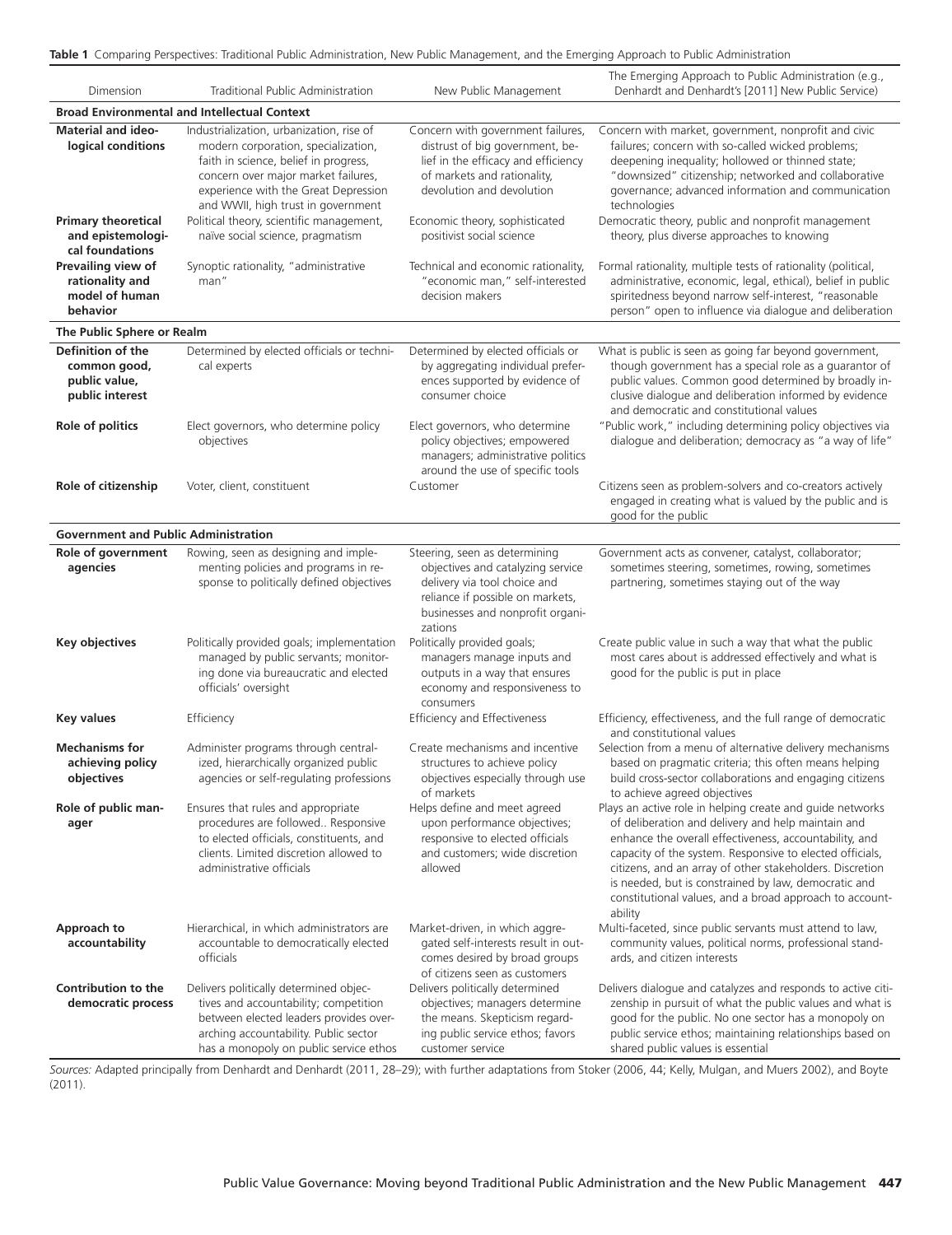**Table 1** Comparing Perspectives: Traditional Public Administration, New Public Management, and the Emerging Approach to Public Administration

| Dimension | Traditional Public Administration | New Public Management | The Emerging Approach to Public Administration (e.g., Denhardt and Denhardt's [2011] New Public Service) |
|---|---|---|---|
| **Broad Environmental and Intellectual Context** | | | |
| **Material and ideological conditions** | Industrialization, urbanization, rise of modern corporation, specialization, faith in science, belief in progress, concern over major market failures, experience with the Great Depression and WWII, high trust in government | Concern with government failures, distrust of big government, belief in the efficacy and efficiency of markets and rationality, devolution and devolution | Concern with market, government, nonprofit and civic failures; concern with so-called wicked problems; deepening inequality; hollowed or thinned state; "downsized" citizenship; networked and collaborative governance; advanced information and communication technologies |
| **Primary theoretical and epistemological foundations** | Political theory, scientific management, naïve social science, pragmatism | Economic theory, sophisticated positivist social science | Democratic theory, public and nonprofit management theory, plus diverse approaches to knowing |
| **Prevailing view of rationality and model of human behavior** | Synoptic rationality, "administrative man" | Technical and economic rationality, "economic man," self-interested decision makers | Formal rationality, multiple tests of rationality (political, administrative, economic, legal, ethical), belief in public spiritedness beyond narrow self-interest, "reasonable person" open to influence via dialogue and deliberation |
| **The Public Sphere or Realm** | | | |
| **Definition of the common good, public value, public interest** | Determined by elected officials or technical experts | Determined by elected officials or by aggregating individual preferences supported by evidence of consumer choice | What is public is seen as going far beyond government, though government has a special role as a guarantor of public values. Common good determined by broadly inclusive dialogue and deliberation informed by evidence and democratic and constitutional values |
| **Role of politics** | Elect governors, who determine policy objectives | Elect governors, who determine policy objectives; empowered managers; administrative politics around the use of specific tools | "Public work," including determining policy objectives via dialogue and deliberation; democracy as "a way of life" |
| **Role of citizenship** | Voter, client, constituent | Customer | Citizens seen as problem-solvers and co-creators actively engaged in creating what is valued by the public and is good for the public |
| **Government and Public Administration** | | | |
| **Role of government agencies** | Rowing, seen as designing and implementing policies and programs in response to politically defined objectives | Steering, seen as determining objectives and catalyzing service delivery via tool choice and reliance if possible on markets, businesses and nonprofit organizations | Government acts as convener, catalyst, collaborator; sometimes steering, sometimes, rowing, sometimes partnering, sometimes staying out of the way |
| **Key objectives** | Politically provided goals; implementation managed by public servants; monitoring done via bureaucratic and elected officials' oversight | Politically provided goals; managers manage inputs and outputs in a way that ensures economy and responsiveness to consumers | Create public value in such a way that what the public most cares about is addressed effectively and what is good for the public is put in place |
| **Key values** | Efficiency | Efficiency and Effectiveness | Efficiency, effectiveness, and the full range of democratic and constitutional values |
| **Mechanisms for achieving policy objectives** | Administer programs through centralized, hierarchically organized public agencies or self-regulating professions | Create mechanisms and incentive structures to achieve policy objectives especially through use of markets | Selection from a menu of alternative delivery mechanisms based on pragmatic criteria; this often means helping build cross-sector collaborations and engaging citizens to achieve agreed objectives |
| **Role of public manager** | Ensures that rules and appropriate procedures are followed.. Responsive to elected officials, constituents, and clients. Limited discretion allowed to administrative officials | Helps define and meet agreed upon performance objectives; responsive to elected officials and customers; wide discretion allowed | Plays an active role in helping create and guide networks of deliberation and delivery and help maintain and enhance the overall effectiveness, accountability, and capacity of the system. Responsive to elected officials, citizens, and an array of other stakeholders. Discretion is needed, but is constrained by law, democratic and constitutional values, and a broad approach to accountability |
| **Approach to accountability** | Hierarchical, in which administrators are accountable to democratically elected officials | Market-driven, in which aggregated self-interests result in outcomes desired by broad groups of citizens seen as customers | Multi-faceted, since public servants must attend to law, community values, political norms, professional standards, and citizen interests |
| **Contribution to the democratic process** | Delivers politically determined objectives and accountability; competition between elected leaders provides overarching accountability. Public sector has a monopoly on public service ethos | Delivers politically determined objectives; managers determine the means. Skepticism regarding public service ethos; favors customer service | Delivers dialogue and catalyzes and responds to active citizenship in pursuit of what the public values and what is good for the public. No one sector has a monopoly on public service ethos; maintaining relationships based on shared public values is essential |

*Sources:* Adapted principally from Denhardt and Denhardt (2011, 28–29); with further adaptations from Stoker (2006, 44; Kelly, Mulgan, and Muers 2002), and Boyte (2011).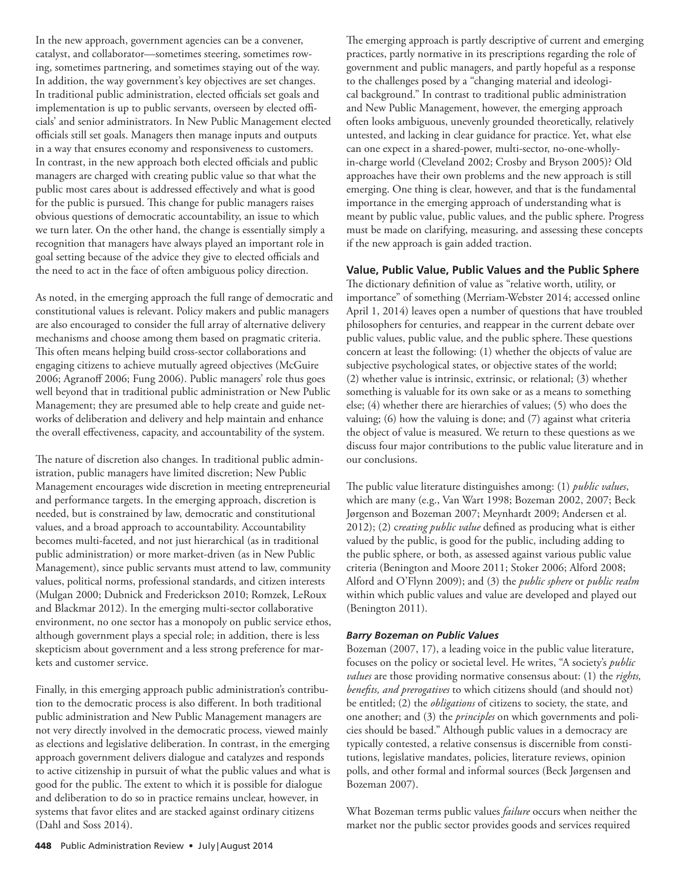In the new approach, government agencies can be a convener, catalyst, and collaborator—sometimes steering, sometimes rowing, sometimes partnering, and sometimes staying out of the way. In addition, the way government's key objectives are set changes. In traditional public administration, elected officials set goals and implementation is up to public servants, overseen by elected officials' and senior administrators. In New Public Management elected officials still set goals. Managers then manage inputs and outputs in a way that ensures economy and responsiveness to customers. In contrast, in the new approach both elected officials and public managers are charged with creating public value so that what the public most cares about is addressed effectively and what is good for the public is pursued. This change for public managers raises obvious questions of democratic accountability, an issue to which we turn later. On the other hand, the change is essentially simply a recognition that managers have always played an important role in goal setting because of the advice they give to elected officials and the need to act in the face of often ambiguous policy direction.

As noted, in the emerging approach the full range of democratic and constitutional values is relevant. Policy makers and public managers are also encouraged to consider the full array of alternative delivery mechanisms and choose among them based on pragmatic criteria. This often means helping build cross-sector collaborations and engaging citizens to achieve mutually agreed objectives (McGuire 2006; Agranoff 2006; Fung 2006). Public managers' role thus goes well beyond that in traditional public administration or New Public Management; they are presumed able to help create and guide networks of deliberation and delivery and help maintain and enhance the overall effectiveness, capacity, and accountability of the system.

The nature of discretion also changes. In traditional public administration, public managers have limited discretion; New Public Management encourages wide discretion in meeting entrepreneurial and performance targets. In the emerging approach, discretion is needed, but is constrained by law, democratic and constitutional values, and a broad approach to accountability. Accountability becomes multi-faceted, and not just hierarchical (as in traditional public administration) or more market-driven (as in New Public Management), since public servants must attend to law, community values, political norms, professional standards, and citizen interests (Mulgan 2000; Dubnick and Frederickson 2010; Romzek, LeRoux and Blackmar 2012). In the emerging multi-sector collaborative environment, no one sector has a monopoly on public service ethos, although government plays a special role; in addition, there is less skepticism about government and a less strong preference for markets and customer service.

Finally, in this emerging approach public administration's contribution to the democratic process is also different. In both traditional public administration and New Public Management managers are not very directly involved in the democratic process, viewed mainly as elections and legislative deliberation. In contrast, in the emerging approach government delivers dialogue and catalyzes and responds to active citizenship in pursuit of what the public values and what is good for the public. The extent to which it is possible for dialogue and deliberation to do so in practice remains unclear, however, in systems that favor elites and are stacked against ordinary citizens (Dahl and Soss 2014).

The emerging approach is partly descriptive of current and emerging practices, partly normative in its prescriptions regarding the role of government and public managers, and partly hopeful as a response to the challenges posed by a "changing material and ideological background." In contrast to traditional public administration and New Public Management, however, the emerging approach often looks ambiguous, unevenly grounded theoretically, relatively untested, and lacking in clear guidance for practice. Yet, what else can one expect in a shared-power, multi-sector, no-one-wholly-in-charge world (Cleveland 2002; Crosby and Bryson 2005)? Old approaches have their own problems and the new approach is still emerging. One thing is clear, however, and that is the fundamental importance in the emerging approach of understanding what is meant by public value, public values, and the public sphere. Progress must be made on clarifying, measuring, and assessing these concepts if the new approach is gain added traction.

## Value, Public Value, Public Values and the Public Sphere

The dictionary definition of value as "relative worth, utility, or importance" of something (Merriam-Webster 2014; accessed online April 1, 2014) leaves open a number of questions that have troubled philosophers for centuries, and reappear in the current debate over public values, public value, and the public sphere. These questions concern at least the following: (1) whether the objects of value are subjective psychological states, or objective states of the world; (2) whether value is intrinsic, extrinsic, or relational; (3) whether something is valuable for its own sake or as a means to something else; (4) whether there are hierarchies of values; (5) who does the valuing; (6) how the valuing is done; and (7) against what criteria the object of value is measured. We return to these questions as we discuss four major contributions to the public value literature and in our conclusions.

The public value literature distinguishes among: (1) *public values*, which are many (e.g., Van Wart 1998; Bozeman 2002, 2007; Beck Jørgenson and Bozeman 2007; Meynhardt 2009; Andersen et al. 2012); (2) c*reating public value* defined as producing what is either valued by the public, is good for the public, including adding to the public sphere, or both, as assessed against various public value criteria (Benington and Moore 2011; Stoker 2006; Alford 2008; Alford and O'Flynn 2009); and (3) the *public sphere* or *public realm* within which public values and value are developed and played out (Benington 2011).

### *Barry Bozeman on Public Values*

Bozeman (2007, 17), a leading voice in the public value literature, focuses on the policy or societal level. He writes, "A society's *public values* are those providing normative consensus about: (1) the *rights, benefits, and prerogatives* to which citizens should (and should not) be entitled; (2) the *obligations* of citizens to society, the state, and one another; and (3) the *principles* on which governments and policies should be based." Although public values in a democracy are typically contested, a relative consensus is discernible from constitutions, legislative mandates, policies, literature reviews, opinion polls, and other formal and informal sources (Beck Jørgensen and Bozeman 2007).

What Bozeman terms public values *failure* occurs when neither the market nor the public sector provides goods and services required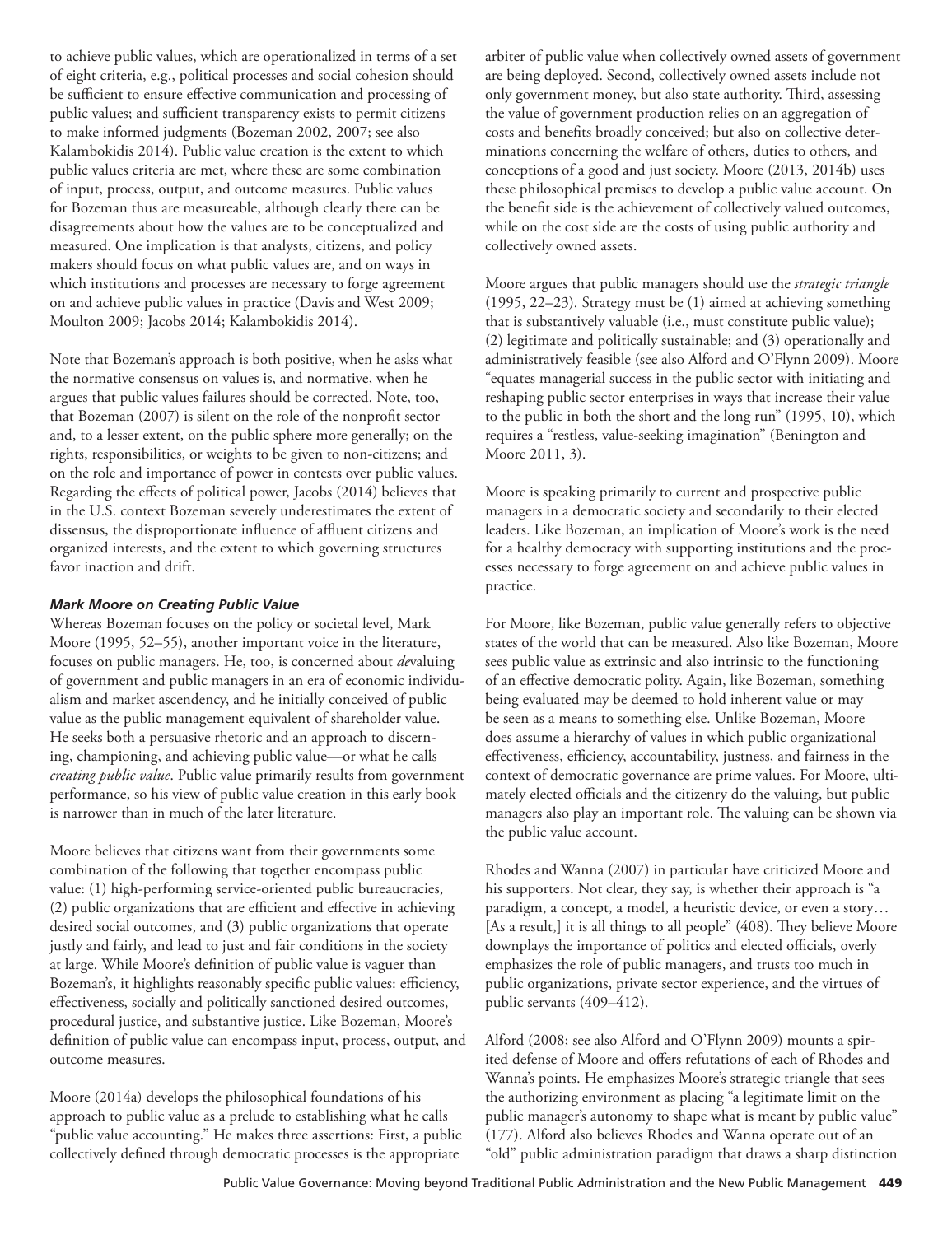to achieve public values, which are operationalized in terms of a set of eight criteria, e.g., political processes and social cohesion should be sufficient to ensure effective communication and processing of public values; and sufficient transparency exists to permit citizens to make informed judgments (Bozeman 2002, 2007; see also Kalambokidis 2014). Public value creation is the extent to which public values criteria are met, where these are some combination of input, process, output, and outcome measures. Public values for Bozeman thus are measureable, although clearly there can be disagreements about how the values are to be conceptualized and measured. One implication is that analysts, citizens, and policy makers should focus on what public values are, and on ways in which institutions and processes are necessary to forge agreement on and achieve public values in practice (Davis and West 2009; Moulton 2009; Jacobs 2014; Kalambokidis 2014).

Note that Bozeman's approach is both positive, when he asks what the normative consensus on values is, and normative, when he argues that public values failures should be corrected. Note, too, that Bozeman (2007) is silent on the role of the nonprofit sector and, to a lesser extent, on the public sphere more generally; on the rights, responsibilities, or weights to be given to non-citizens; and on the role and importance of power in contests over public values. Regarding the effects of political power, Jacobs (2014) believes that in the U.S. context Bozeman severely underestimates the extent of dissensus, the disproportionate influence of affluent citizens and organized interests, and the extent to which governing structures favor inaction and drift.

### *Mark Moore on Creating Public Value*

Whereas Bozeman focuses on the policy or societal level, Mark Moore (1995, 52–55), another important voice in the literature, focuses on public managers. He, too, is concerned about *de*valuing of government and public managers in an era of economic individualism and market ascendency, and he initially conceived of public value as the public management equivalent of shareholder value. He seeks both a persuasive rhetoric and an approach to discerning, championing, and achieving public value—or what he calls *creating public value*. Public value primarily results from government performance, so his view of public value creation in this early book is narrower than in much of the later literature.

Moore believes that citizens want from their governments some combination of the following that together encompass public value: (1) high-performing service-oriented public bureaucracies, (2) public organizations that are efficient and effective in achieving desired social outcomes, and (3) public organizations that operate justly and fairly, and lead to just and fair conditions in the society at large. While Moore's definition of public value is vaguer than Bozeman's, it highlights reasonably specific public values: efficiency, effectiveness, socially and politically sanctioned desired outcomes, procedural justice, and substantive justice. Like Bozeman, Moore's definition of public value can encompass input, process, output, and outcome measures.

Moore (2014a) develops the philosophical foundations of his approach to public value as a prelude to establishing what he calls "public value accounting." He makes three assertions: First, a public collectively defined through democratic processes is the appropriate arbiter of public value when collectively owned assets of government are being deployed. Second, collectively owned assets include not only government money, but also state authority. Third, assessing the value of government production relies on an aggregation of costs and benefits broadly conceived; but also on collective determinations concerning the welfare of others, duties to others, and conceptions of a good and just society. Moore (2013, 2014b) uses these philosophical premises to develop a public value account. On the benefit side is the achievement of collectively valued outcomes, while on the cost side are the costs of using public authority and collectively owned assets.

Moore argues that public managers should use the *strategic triangle* (1995, 22–23). Strategy must be (1) aimed at achieving something that is substantively valuable (i.e., must constitute public value); (2) legitimate and politically sustainable; and (3) operationally and administratively feasible (see also Alford and O'Flynn 2009). Moore "equates managerial success in the public sector with initiating and reshaping public sector enterprises in ways that increase their value to the public in both the short and the long run" (1995, 10), which requires a "restless, value-seeking imagination" (Benington and Moore 2011, 3).

Moore is speaking primarily to current and prospective public managers in a democratic society and secondarily to their elected leaders. Like Bozeman, an implication of Moore's work is the need for a healthy democracy with supporting institutions and the processes necessary to forge agreement on and achieve public values in practice.

For Moore, like Bozeman, public value generally refers to objective states of the world that can be measured. Also like Bozeman, Moore sees public value as extrinsic and also intrinsic to the functioning of an effective democratic polity. Again, like Bozeman, something being evaluated may be deemed to hold inherent value or may be seen as a means to something else. Unlike Bozeman, Moore does assume a hierarchy of values in which public organizational effectiveness, efficiency, accountability, justness, and fairness in the context of democratic governance are prime values. For Moore, ultimately elected officials and the citizenry do the valuing, but public managers also play an important role. The valuing can be shown via the public value account.

Rhodes and Wanna (2007) in particular have criticized Moore and his supporters. Not clear, they say, is whether their approach is "a paradigm, a concept, a model, a heuristic device, or even a story… [As a result,] it is all things to all people" (408). They believe Moore downplays the importance of politics and elected officials, overly emphasizes the role of public managers, and trusts too much in public organizations, private sector experience, and the virtues of public servants (409–412).

Alford (2008; see also Alford and O'Flynn 2009) mounts a spirited defense of Moore and offers refutations of each of Rhodes and Wanna's points. He emphasizes Moore's strategic triangle that sees the authorizing environment as placing "a legitimate limit on the public manager's autonomy to shape what is meant by public value" (177). Alford also believes Rhodes and Wanna operate out of an "old" public administration paradigm that draws a sharp distinction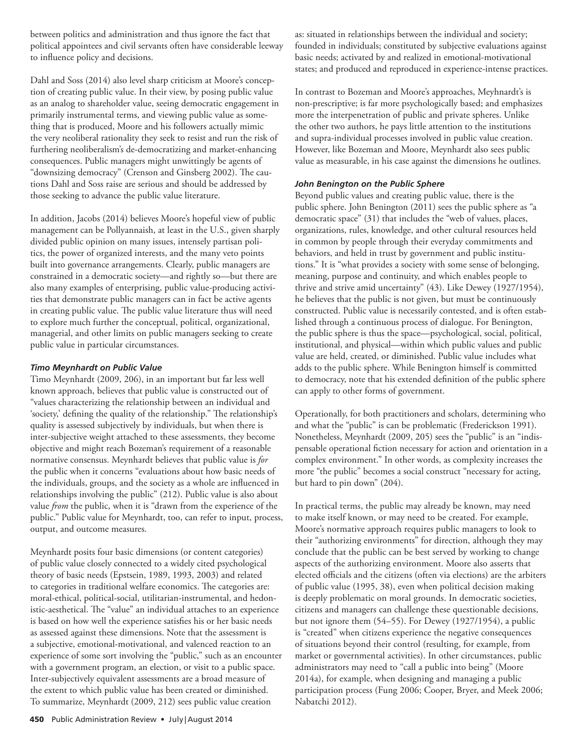between politics and administration and thus ignore the fact that political appointees and civil servants often have considerable leeway to influence policy and decisions.

Dahl and Soss (2014) also level sharp criticism at Moore's conception of creating public value. In their view, by posing public value as an analog to shareholder value, seeing democratic engagement in primarily instrumental terms, and viewing public value as something that is produced, Moore and his followers actually mimic the very neoliberal rationality they seek to resist and run the risk of furthering neoliberalism's de-democratizing and market-enhancing consequences. Public managers might unwittingly be agents of "downsizing democracy" (Crenson and Ginsberg 2002). The cautions Dahl and Soss raise are serious and should be addressed by those seeking to advance the public value literature.

In addition, Jacobs (2014) believes Moore's hopeful view of public management can be Pollyannaish, at least in the U.S., given sharply divided public opinion on many issues, intensely partisan politics, the power of organized interests, and the many veto points built into governance arrangements. Clearly, public managers are constrained in a democratic society—and rightly so—but there are also many examples of enterprising, public value-producing activities that demonstrate public managers can in fact be active agents in creating public value. The public value literature thus will need to explore much further the conceptual, political, organizational, managerial, and other limits on public managers seeking to create public value in particular circumstances.

### *Timo Meynhardt on Public Value*

Timo Meynhardt (2009, 206), in an important but far less well known approach, believes that public value is constructed out of "values characterizing the relationship between an individual and 'society,' defining the quality of the relationship." The relationship's quality is assessed subjectively by individuals, but when there is inter-subjective weight attached to these assessments, they become objective and might reach Bozeman's requirement of a reasonable normative consensus. Meynhardt believes that public value is *for* the public when it concerns "evaluations about how basic needs of the individuals, groups, and the society as a whole are influenced in relationships involving the public" (212). Public value is also about value *from* the public, when it is "drawn from the experience of the public." Public value for Meynhardt, too, can refer to input, process, output, and outcome measures.

Meynhardt posits four basic dimensions (or content categories) of public value closely connected to a widely cited psychological theory of basic needs (Epstsein, 1989, 1993, 2003) and related to categories in traditional welfare economics. The categories are: moral-ethical, political-social, utilitarian-instrumental, and hedonistic-aesthetical. The "value" an individual attaches to an experience is based on how well the experience satisfies his or her basic needs as assessed against these dimensions. Note that the assessment is a subjective, emotional-motivational, and valenced reaction to an experience of some sort involving the "public," such as an encounter with a government program, an election, or visit to a public space. Inter-subjectively equivalent assessments are a broad measure of the extent to which public value has been created or diminished. To summarize, Meynhardt (2009, 212) sees public value creation as: situated in relationships between the individual and society; founded in individuals; constituted by subjective evaluations against basic needs; activated by and realized in emotional-motivational states; and produced and reproduced in experience-intense practices.

In contrast to Bozeman and Moore's approaches, Meyhnardt's is non-prescriptive; is far more psychologically based; and emphasizes more the interpenetration of public and private spheres. Unlike the other two authors, he pays little attention to the institutions and supra-individual processes involved in public value creation. However, like Bozeman and Moore, Meynhardt also sees public value as measurable, in his case against the dimensions he outlines.

### *John Benington on the Public Sphere*

Beyond public values and creating public value, there is the public sphere. John Benington (2011) sees the public sphere as "a democratic space" (31) that includes the "web of values, places, organizations, rules, knowledge, and other cultural resources held in common by people through their everyday commitments and behaviors, and held in trust by government and public institutions." It is "what provides a society with some sense of belonging, meaning, purpose and continuity, and which enables people to thrive and strive amid uncertainty" (43). Like Dewey (1927/1954), he believes that the public is not given, but must be continuously constructed. Public value is necessarily contested, and is often established through a continuous process of dialogue. For Benington, the public sphere is thus the space—psychological, social, political, institutional, and physical—within which public values and public value are held, created, or diminished. Public value includes what adds to the public sphere. While Benington himself is committed to democracy, note that his extended definition of the public sphere can apply to other forms of government.

Operationally, for both practitioners and scholars, determining who and what the "public" is can be problematic (Frederickson 1991). Nonetheless, Meynhardt (2009, 205) sees the "public" is an "indispensable operational fiction necessary for action and orientation in a complex environment." In other words, as complexity increases the more "the public" becomes a social construct "necessary for acting, but hard to pin down" (204).

In practical terms, the public may already be known, may need to make itself known, or may need to be created. For example, Moore's normative approach requires public managers to look to their "authorizing environments" for direction, although they may conclude that the public can be best served by working to change aspects of the authorizing environment. Moore also asserts that elected officials and the citizens (often via elections) are the arbiters of public value (1995, 38), even when political decision making is deeply problematic on moral grounds. In democratic societies, citizens and managers can challenge these questionable decisions, but not ignore them (54–55). For Dewey (1927/1954), a public is "created" when citizens experience the negative consequences of situations beyond their control (resulting, for example, from market or governmental activities). In other circumstances, public administrators may need to "call a public into being" (Moore 2014a), for example, when designing and managing a public participation process (Fung 2006; Cooper, Bryer, and Meek 2006; Nabatchi 2012).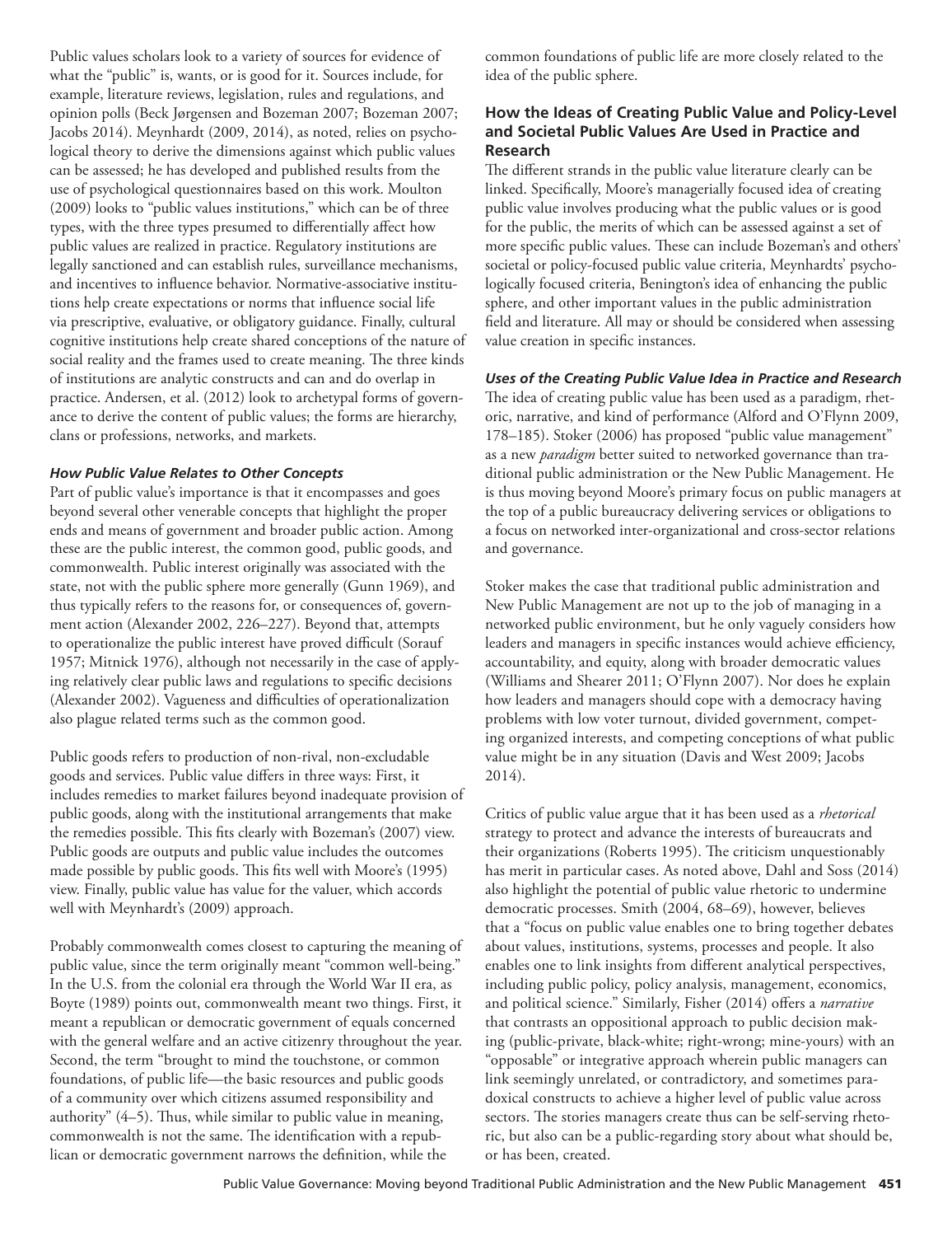Public values scholars look to a variety of sources for evidence of what the "public" is, wants, or is good for it. Sources include, for example, literature reviews, legislation, rules and regulations, and opinion polls (Beck Jørgensen and Bozeman 2007; Bozeman 2007; Jacobs 2014). Meynhardt (2009, 2014), as noted, relies on psychological theory to derive the dimensions against which public values can be assessed; he has developed and published results from the use of psychological questionnaires based on this work. Moulton (2009) looks to "public values institutions," which can be of three types, with the three types presumed to differentially affect how public values are realized in practice. Regulatory institutions are legally sanctioned and can establish rules, surveillance mechanisms, and incentives to influence behavior. Normative-associative institutions help create expectations or norms that influence social life via prescriptive, evaluative, or obligatory guidance. Finally, cultural cognitive institutions help create shared conceptions of the nature of social reality and the frames used to create meaning. The three kinds of institutions are analytic constructs and can and do overlap in practice. Andersen, et al. (2012) look to archetypal forms of governance to derive the content of public values; the forms are hierarchy, clans or professions, networks, and markets.

#### *How Public Value Relates to Other Concepts*

Part of public value's importance is that it encompasses and goes beyond several other venerable concepts that highlight the proper ends and means of government and broader public action. Among these are the public interest, the common good, public goods, and commonwealth. Public interest originally was associated with the state, not with the public sphere more generally (Gunn 1969), and thus typically refers to the reasons for, or consequences of, government action (Alexander 2002, 226–227). Beyond that, attempts to operationalize the public interest have proved difficult (Sorauf 1957; Mitnick 1976), although not necessarily in the case of applying relatively clear public laws and regulations to specific decisions (Alexander 2002). Vagueness and difficulties of operationalization also plague related terms such as the common good.

Public goods refers to production of non-rival, non-excludable goods and services. Public value differs in three ways: First, it includes remedies to market failures beyond inadequate provision of public goods, along with the institutional arrangements that make the remedies possible. This fits clearly with Bozeman's (2007) view. Public goods are outputs and public value includes the outcomes made possible by public goods. This fits well with Moore's (1995) view. Finally, public value has value for the valuer, which accords well with Meynhardt's (2009) approach.

Probably commonwealth comes closest to capturing the meaning of public value, since the term originally meant "common well-being." In the U.S. from the colonial era through the World War II era, as Boyte (1989) points out, commonwealth meant two things. First, it meant a republican or democratic government of equals concerned with the general welfare and an active citizenry throughout the year. Second, the term "brought to mind the touchstone, or common foundations, of public life—the basic resources and public goods of a community over which citizens assumed responsibility and authority" (4–5). Thus, while similar to public value in meaning, commonwealth is not the same. The identification with a republican or democratic government narrows the definition, while the common foundations of public life are more closely related to the idea of the public sphere.

### How the Ideas of Creating Public Value and Policy-Level and Societal Public Values Are Used in Practice and Research

The different strands in the public value literature clearly can be linked. Specifically, Moore's managerially focused idea of creating public value involves producing what the public values or is good for the public, the merits of which can be assessed against a set of more specific public values. These can include Bozeman's and others' societal or policy-focused public value criteria, Meynhardts' psychologically focused criteria, Benington's idea of enhancing the public sphere, and other important values in the public administration field and literature. All may or should be considered when assessing value creation in specific instances.

#### *Uses of the Creating Public Value Idea in Practice and Research*

The idea of creating public value has been used as a paradigm, rhetoric, narrative, and kind of performance (Alford and O'Flynn 2009, 178–185). Stoker (2006) has proposed "public value management" as a new *paradigm* better suited to networked governance than traditional public administration or the New Public Management. He is thus moving beyond Moore's primary focus on public managers at the top of a public bureaucracy delivering services or obligations to a focus on networked inter-organizational and cross-sector relations and governance.

Stoker makes the case that traditional public administration and New Public Management are not up to the job of managing in a networked public environment, but he only vaguely considers how leaders and managers in specific instances would achieve efficiency, accountability, and equity, along with broader democratic values (Williams and Shearer 2011; O'Flynn 2007). Nor does he explain how leaders and managers should cope with a democracy having problems with low voter turnout, divided government, competing organized interests, and competing conceptions of what public value might be in any situation (Davis and West 2009; Jacobs 2014).

Critics of public value argue that it has been used as a *rhetorical* strategy to protect and advance the interests of bureaucrats and their organizations (Roberts 1995). The criticism unquestionably has merit in particular cases. As noted above, Dahl and Soss (2014) also highlight the potential of public value rhetoric to undermine democratic processes. Smith (2004, 68–69), however, believes that a "focus on public value enables one to bring together debates about values, institutions, systems, processes and people. It also enables one to link insights from different analytical perspectives, including public policy, policy analysis, management, economics, and political science." Similarly, Fisher (2014) offers a *narrative* that contrasts an oppositional approach to public decision making (public-private, black-white; right-wrong; mine-yours) with an "opposable" or integrative approach wherein public managers can link seemingly unrelated, or contradictory, and sometimes paradoxical constructs to achieve a higher level of public value across sectors. The stories managers create thus can be self-serving rhetoric, but also can be a public-regarding story about what should be, or has been, created.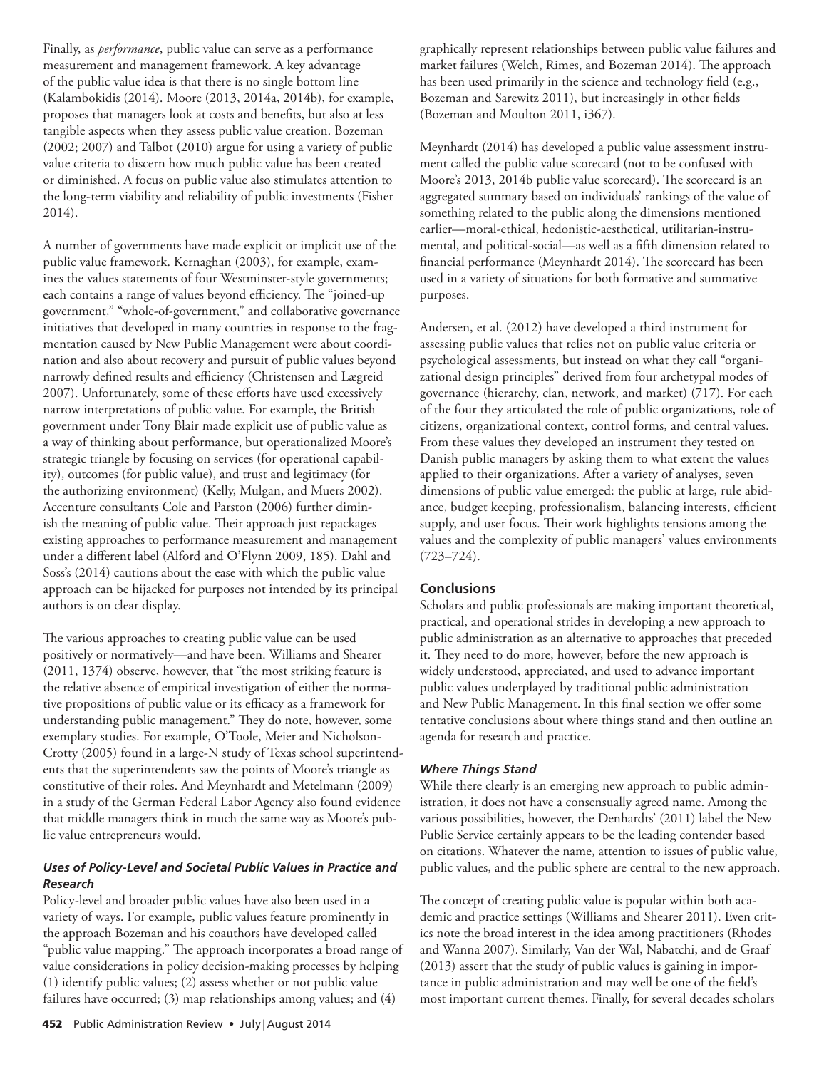Finally, as *performance*, public value can serve as a performance measurement and management framework. A key advantage of the public value idea is that there is no single bottom line (Kalambokidis (2014). Moore (2013, 2014a, 2014b), for example, proposes that managers look at costs and benefits, but also at less tangible aspects when they assess public value creation. Bozeman (2002; 2007) and Talbot (2010) argue for using a variety of public value criteria to discern how much public value has been created or diminished. A focus on public value also stimulates attention to the long-term viability and reliability of public investments (Fisher 2014).

A number of governments have made explicit or implicit use of the public value framework. Kernaghan (2003), for example, examines the values statements of four Westminster-style governments; each contains a range of values beyond efficiency. The "joined-up government," "whole-of-government," and collaborative governance initiatives that developed in many countries in response to the fragmentation caused by New Public Management were about coordination and also about recovery and pursuit of public values beyond narrowly defined results and efficiency (Christensen and Lægreid 2007). Unfortunately, some of these efforts have used excessively narrow interpretations of public value. For example, the British government under Tony Blair made explicit use of public value as a way of thinking about performance, but operationalized Moore's strategic triangle by focusing on services (for operational capability), outcomes (for public value), and trust and legitimacy (for the authorizing environment) (Kelly, Mulgan, and Muers 2002). Accenture consultants Cole and Parston (2006) further diminish the meaning of public value. Their approach just repackages existing approaches to performance measurement and management under a different label (Alford and O'Flynn 2009, 185). Dahl and Soss's (2014) cautions about the ease with which the public value approach can be hijacked for purposes not intended by its principal authors is on clear display.

The various approaches to creating public value can be used positively or normatively—and have been. Williams and Shearer (2011, 1374) observe, however, that "the most striking feature is the relative absence of empirical investigation of either the normative propositions of public value or its efficacy as a framework for understanding public management." They do note, however, some exemplary studies. For example, O'Toole, Meier and Nicholson-Crotty (2005) found in a large-N study of Texas school superintendents that the superintendents saw the points of Moore's triangle as constitutive of their roles. And Meynhardt and Metelmann (2009) in a study of the German Federal Labor Agency also found evidence that middle managers think in much the same way as Moore's public value entrepreneurs would.

### *Uses of Policy-Level and Societal Public Values in Practice and Research*

Policy-level and broader public values have also been used in a variety of ways. For example, public values feature prominently in the approach Bozeman and his coauthors have developed called "public value mapping." The approach incorporates a broad range of value considerations in policy decision-making processes by helping (1) identify public values; (2) assess whether or not public value failures have occurred; (3) map relationships among values; and (4) graphically represent relationships between public value failures and market failures (Welch, Rimes, and Bozeman 2014). The approach has been used primarily in the science and technology field (e.g., Bozeman and Sarewitz 2011), but increasingly in other fields (Bozeman and Moulton 2011, i367).

Meynhardt (2014) has developed a public value assessment instrument called the public value scorecard (not to be confused with Moore's 2013, 2014b public value scorecard). The scorecard is an aggregated summary based on individuals' rankings of the value of something related to the public along the dimensions mentioned earlier—moral-ethical, hedonistic-aesthetical, utilitarian-instrumental, and political-social—as well as a fifth dimension related to financial performance (Meynhardt 2014). The scorecard has been used in a variety of situations for both formative and summative purposes.

Andersen, et al. (2012) have developed a third instrument for assessing public values that relies not on public value criteria or psychological assessments, but instead on what they call "organizational design principles" derived from four archetypal modes of governance (hierarchy, clan, network, and market) (717). For each of the four they articulated the role of public organizations, role of citizens, organizational context, control forms, and central values. From these values they developed an instrument they tested on Danish public managers by asking them to what extent the values applied to their organizations. After a variety of analyses, seven dimensions of public value emerged: the public at large, rule abidance, budget keeping, professionalism, balancing interests, efficient supply, and user focus. Their work highlights tensions among the values and the complexity of public managers' values environments (723–724).

## Conclusions

Scholars and public professionals are making important theoretical, practical, and operational strides in developing a new approach to public administration as an alternative to approaches that preceded it. They need to do more, however, before the new approach is widely understood, appreciated, and used to advance important public values underplayed by traditional public administration and New Public Management. In this final section we offer some tentative conclusions about where things stand and then outline an agenda for research and practice.

### *Where Things Stand*

While there clearly is an emerging new approach to public administration, it does not have a consensually agreed name. Among the various possibilities, however, the Denhardts' (2011) label the New Public Service certainly appears to be the leading contender based on citations. Whatever the name, attention to issues of public value, public values, and the public sphere are central to the new approach.

The concept of creating public value is popular within both academic and practice settings (Williams and Shearer 2011). Even critics note the broad interest in the idea among practitioners (Rhodes and Wanna 2007). Similarly, Van der Wal, Nabatchi, and de Graaf (2013) assert that the study of public values is gaining in importance in public administration and may well be one of the field's most important current themes. Finally, for several decades scholars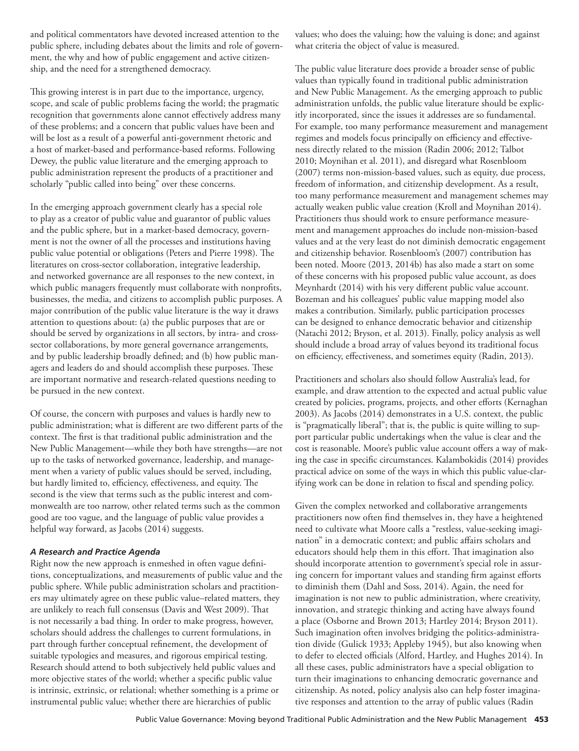and political commentators have devoted increased attention to the public sphere, including debates about the limits and role of government, the why and how of public engagement and active citizenship, and the need for a strengthened democracy.

This growing interest is in part due to the importance, urgency, scope, and scale of public problems facing the world; the pragmatic recognition that governments alone cannot effectively address many of these problems; and a concern that public values have been and will be lost as a result of a powerful anti-government rhetoric and a host of market-based and performance-based reforms. Following Dewey, the public value literature and the emerging approach to public administration represent the products of a practitioner and scholarly "public called into being" over these concerns.

In the emerging approach government clearly has a special role to play as a creator of public value and guarantor of public values and the public sphere, but in a market-based democracy, government is not the owner of all the processes and institutions having public value potential or obligations (Peters and Pierre 1998). The literatures on cross-sector collaboration, integrative leadership, and networked governance are all responses to the new context, in which public managers frequently must collaborate with nonprofits, businesses, the media, and citizens to accomplish public purposes. A major contribution of the public value literature is the way it draws attention to questions about: (a) the public purposes that are or should be served by organizations in all sectors, by intra- and cross-sector collaborations, by more general governance arrangements, and by public leadership broadly defined; and (b) how public managers and leaders do and should accomplish these purposes. These are important normative and research-related questions needing to be pursued in the new context.

Of course, the concern with purposes and values is hardly new to public administration; what is different are two different parts of the context. The first is that traditional public administration and the New Public Management—while they both have strengths—are not up to the tasks of networked governance, leadership, and management when a variety of public values should be served, including, but hardly limited to, efficiency, effectiveness, and equity. The second is the view that terms such as the public interest and commonwealth are too narrow, other related terms such as the common good are too vague, and the language of public value provides a helpful way forward, as Jacobs (2014) suggests.

### *A Research and Practice Agenda*

Right now the new approach is enmeshed in often vague definitions, conceptualizations, and measurements of public value and the public sphere. While public administration scholars and practitioners may ultimately agree on these public value–related matters, they are unlikely to reach full consensus (Davis and West 2009). That is not necessarily a bad thing. In order to make progress, however, scholars should address the challenges to current formulations, in part through further conceptual refinement, the development of suitable typologies and measures, and rigorous empirical testing. Research should attend to both subjectively held public values and more objective states of the world; whether a specific public value is intrinsic, extrinsic, or relational; whether something is a prime or instrumental public value; whether there are hierarchies of public values; who does the valuing; how the valuing is done; and against what criteria the object of value is measured.

The public value literature does provide a broader sense of public values than typically found in traditional public administration and New Public Management. As the emerging approach to public administration unfolds, the public value literature should be explicitly incorporated, since the issues it addresses are so fundamental. For example, too many performance measurement and management regimes and models focus principally on efficiency and effectiveness directly related to the mission (Radin 2006; 2012; Talbot 2010; Moynihan et al. 2011), and disregard what Rosenbloom (2007) terms non-mission-based values, such as equity, due process, freedom of information, and citizenship development. As a result, too many performance measurement and management schemes may actually weaken public value creation (Kroll and Moynihan 2014). Practitioners thus should work to ensure performance measurement and management approaches do include non-mission-based values and at the very least do not diminish democratic engagement and citizenship behavior. Rosenbloom's (2007) contribution has been noted. Moore (2013, 2014b) has also made a start on some of these concerns with his proposed public value account, as does Meynhardt (2014) with his very different public value account. Bozeman and his colleagues' public value mapping model also makes a contribution. Similarly, public participation processes can be designed to enhance democratic behavior and citizenship (Natachi 2012; Bryson, et al. 2013). Finally, policy analysis as well should include a broad array of values beyond its traditional focus on efficiency, effectiveness, and sometimes equity (Radin, 2013).

Practitioners and scholars also should follow Australia's lead, for example, and draw attention to the expected and actual public value created by policies, programs, projects, and other efforts (Kernaghan 2003). As Jacobs (2014) demonstrates in a U.S. context, the public is "pragmatically liberal"; that is, the public is quite willing to support particular public undertakings when the value is clear and the cost is reasonable. Moore's public value account offers a way of making the case in specific circumstances. Kalambokidis (2014) provides practical advice on some of the ways in which this public value-clarifying work can be done in relation to fiscal and spending policy.

Given the complex networked and collaborative arrangements practitioners now often find themselves in, they have a heightened need to cultivate what Moore calls a "restless, value-seeking imagination" in a democratic context; and public affairs scholars and educators should help them in this effort. That imagination also should incorporate attention to government's special role in assuring concern for important values and standing firm against efforts to diminish them (Dahl and Soss, 2014). Again, the need for imagination is not new to public administration, where creativity, innovation, and strategic thinking and acting have always found a place (Osborne and Brown 2013; Hartley 2014; Bryson 2011). Such imagination often involves bridging the politics-administration divide (Gulick 1933; Appleby 1945), but also knowing when to defer to elected officials (Alford, Hartley, and Hughes 2014). In all these cases, public administrators have a special obligation to turn their imaginations to enhancing democratic governance and citizenship. As noted, policy analysis also can help foster imaginative responses and attention to the array of public values (Radin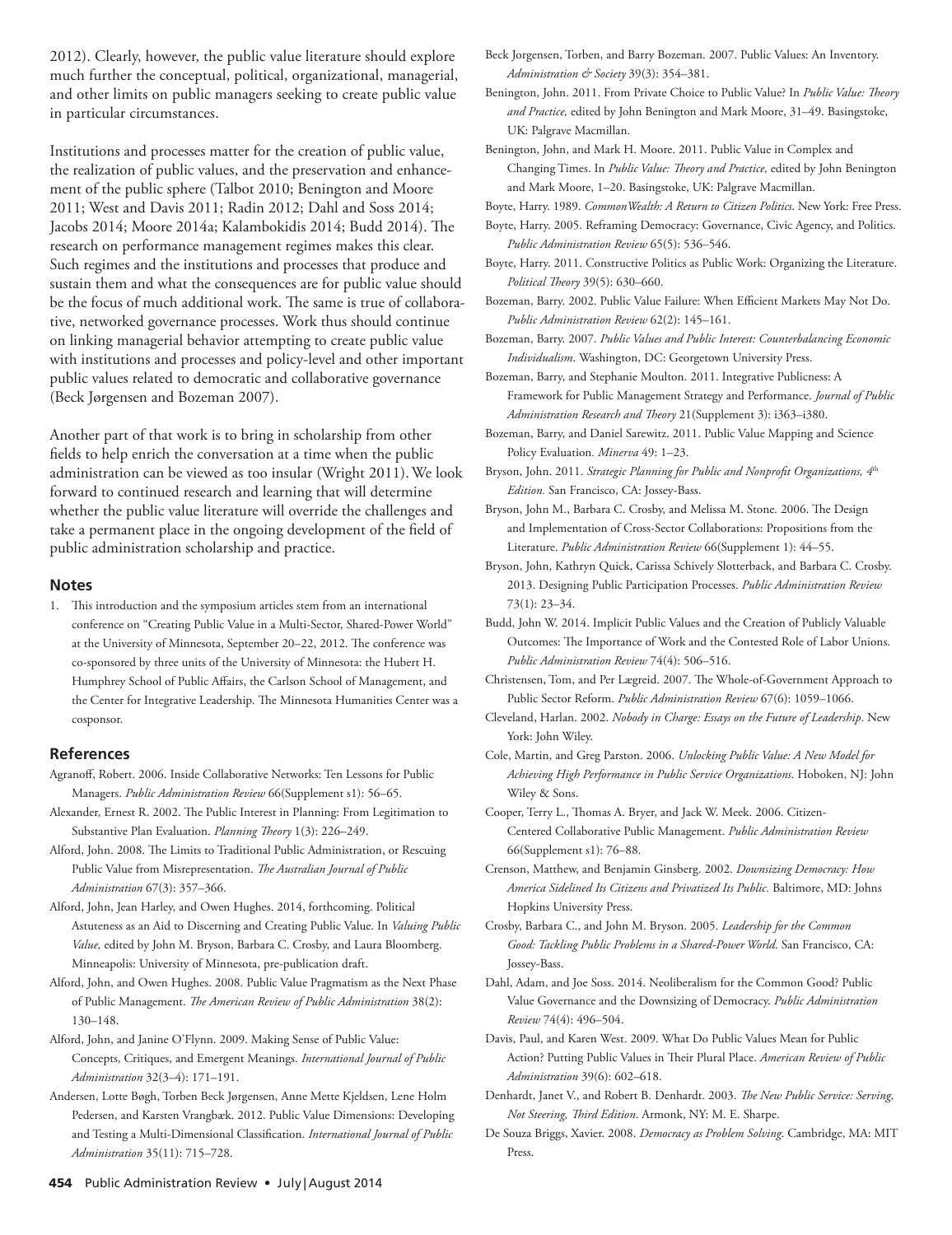2012). Clearly, however, the public value literature should explore much further the conceptual, political, organizational, managerial, and other limits on public managers seeking to create public value in particular circumstances.

Institutions and processes matter for the creation of public value, the realization of public values, and the preservation and enhancement of the public sphere (Talbot 2010; Benington and Moore 2011; West and Davis 2011; Radin 2012; Dahl and Soss 2014; Jacobs 2014; Moore 2014a; Kalambokidis 2014; Budd 2014). The research on performance management regimes makes this clear. Such regimes and the institutions and processes that produce and sustain them and what the consequences are for public value should be the focus of much additional work. The same is true of collaborative, networked governance processes. Work thus should continue on linking managerial behavior attempting to create public value with institutions and processes and policy-level and other important public values related to democratic and collaborative governance (Beck Jørgensen and Bozeman 2007).

Another part of that work is to bring in scholarship from other fields to help enrich the conversation at a time when the public administration can be viewed as too insular (Wright 2011). We look forward to continued research and learning that will determine whether the public value literature will override the challenges and take a permanent place in the ongoing development of the field of public administration scholarship and practice.

## Notes

1. This introduction and the symposium articles stem from an international conference on "Creating Public Value in a Multi-Sector, Shared-Power World" at the University of Minnesota, September 20–22, 2012. The conference was co-sponsored by three units of the University of Minnesota: the Hubert H. Humphrey School of Public Affairs, the Carlson School of Management, and the Center for Integrative Leadership. The Minnesota Humanities Center was a cosponsor.

## References

Agranoff, Robert. 2006. Inside Collaborative Networks: Ten Lessons for Public Managers. *Public Administration Review* 66(Supplement s1): 56–65.

Alexander, Ernest R. 2002. The Public Interest in Planning: From Legitimation to Substantive Plan Evaluation. *Planning Theory* 1(3): 226–249.

Alford, John. 2008. The Limits to Traditional Public Administration, or Rescuing Public Value from Misrepresentation. *The Australian Journal of Public Administration* 67(3): 357–366.

Alford, John, Jean Harley, and Owen Hughes. 2014, forthcoming. Political Astuteness as an Aid to Discerning and Creating Public Value. In *Valuing Public Value,* edited by John M. Bryson, Barbara C. Crosby, and Laura Bloomberg. Minneapolis: University of Minnesota, pre-publication draft.

Alford, John, and Owen Hughes. 2008. Public Value Pragmatism as the Next Phase of Public Management. *The American Review of Public Administration* 38(2): 130–148.

Alford, John, and Janine O'Flynn. 2009. Making Sense of Public Value: Concepts, Critiques, and Emergent Meanings. *International Journal of Public Administration* 32(3–4): 171–191.

Andersen, Lotte Bøgh, Torben Beck Jørgensen, Anne Mette Kjeldsen, Lene Holm Pedersen, and Karsten Vrangbæk. 2012. Public Value Dimensions: Developing and Testing a Multi-Dimensional Classification. *International Journal of Public Administration* 35(11): 715–728.

Beck Jorgensen, Torben, and Barry Bozeman. 2007. Public Values: An Inventory. *Administration & Society* 39(3): 354–381.

Benington, John. 2011. From Private Choice to Public Value? In *Public Value: Theory and Practice,* edited by John Benington and Mark Moore, 31–49. Basingstoke, UK: Palgrave Macmillan.

Benington, John, and Mark H. Moore. 2011. Public Value in Complex and Changing Times. In *Public Value: Theory and Practice,* edited by John Benington and Mark Moore, 1–20. Basingstoke, UK: Palgrave Macmillan.

Boyte, Harry. 1989. *CommonWealth: A Return to Citizen Politics*. New York: Free Press.

Boyte, Harry. 2005. Reframing Democracy: Governance, Civic Agency, and Politics. *Public Administration Review* 65(5): 536–546.

Boyte, Harry. 2011. Constructive Politics as Public Work: Organizing the Literature. *Political Theory* 39(5): 630–660.

Bozeman, Barry. 2002. Public Value Failure: When Efficient Markets May Not Do. *Public Administration Review* 62(2): 145–161.

Bozeman, Barry. 2007. *Public Values and Public Interest: Counterbalancing Economic Individualism*. Washington, DC: Georgetown University Press.

Bozeman, Barry, and Stephanie Moulton. 2011. Integrative Publicness: A Framework for Public Management Strategy and Performance. *Journal of Public Administration Research and Theory* 21(Supplement 3): i363–i380.

Bozeman, Barry, and Daniel Sarewitz. 2011. Public Value Mapping and Science Policy Evaluation. *Minerva* 49: 1–23.

Bryson, John. 2011. *Strategic Planning for Public and Nonprofit Organizations, 4th Edition.* San Francisco, CA: Jossey-Bass.

Bryson, John M., Barbara C. Crosby, and Melissa M. Stone. 2006. The Design and Implementation of Cross-Sector Collaborations: Propositions from the Literature. *Public Administration Review* 66(Supplement 1): 44–55.

Bryson, John, Kathryn Quick, Carissa Schively Slotterback, and Barbara C. Crosby. 2013. Designing Public Participation Processes. *Public Administration Review* 73(1): 23–34.

Budd, John W. 2014. Implicit Public Values and the Creation of Publicly Valuable Outcomes: The Importance of Work and the Contested Role of Labor Unions. *Public Administration Review* 74(4): 506–516.

Christensen, Tom, and Per Lægreid. 2007. The Whole-of-Government Approach to Public Sector Reform. *Public Administration Review* 67(6): 1059–1066.

Cleveland, Harlan. 2002. *Nobody in Charge: Essays on the Future of Leadership*. New York: John Wiley.

Cole, Martin, and Greg Parston. 2006. *Unlocking Public Value: A New Model for Achieving High Performance in Public Service Organizations*. Hoboken, NJ: John Wiley & Sons.

Cooper, Terry L., Thomas A. Bryer, and Jack W. Meek. 2006. Citizen-Centered Collaborative Public Management. *Public Administration Review* 66(Supplement s1): 76–88.

Crenson, Matthew, and Benjamin Ginsberg. 2002. *Downsizing Democracy: How America Sidelined Its Citizens and Privatized Its Public.* Baltimore, MD: Johns Hopkins University Press.

Crosby, Barbara C., and John M. Bryson. 2005. *Leadership for the Common Good: Tackling Public Problems in a Shared-Power World*. San Francisco, CA: Jossey-Bass.

Dahl, Adam, and Joe Soss. 2014. Neoliberalism for the Common Good? Public Value Governance and the Downsizing of Democracy. *Public Administration Review* 74(4): 496–504.

Davis, Paul, and Karen West. 2009. What Do Public Values Mean for Public Action? Putting Public Values in Their Plural Place. *American Review of Public Administration* 39(6): 602–618.

Denhardt, Janet V., and Robert B. Denhardt. 2003. *The New Public Service: Serving, Not Steering, Third Edition*. Armonk, NY: M. E. Sharpe.

De Souza Briggs, Xavier. 2008. *Democracy as Problem Solving*. Cambridge, MA: MIT Press.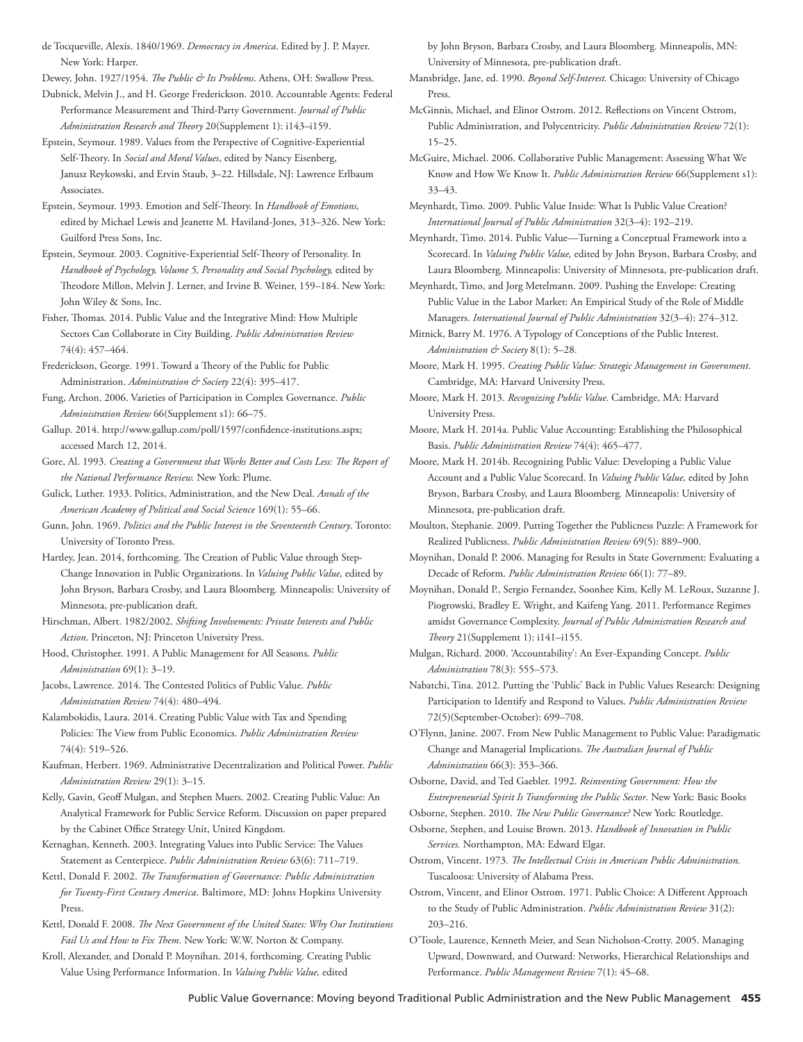de Tocqueville, Alexis. 1840/1969. *Democracy in America*. Edited by J. P. Mayer. New York: Harper.

Dewey, John. 1927/1954. *The Public & Its Problems*. Athens, OH: Swallow Press.

Dubnick, Melvin J., and H. George Frederickson. 2010. Accountable Agents: Federal Performance Measurement and Third-Party Government. *Journal of Public Administration Research and Theory* 20(Supplement 1): i143–i159.

Epstein, Seymour. 1989. Values from the Perspective of Cognitive-Experiential Self-Theory. In *Social and Moral Values*, edited by Nancy Eisenberg, Janusz Reykowski, and Ervin Staub, 3–22. Hillsdale, NJ: Lawrence Erlbaum Associates.

Epstein, Seymour. 1993. Emotion and Self-Theory. In *Handbook of Emotions,* edited by Michael Lewis and Jeanette M. Haviland-Jones, 313–326. New York: Guilford Press Sons, Inc.

Epstein, Seymour. 2003. Cognitive-Experiential Self-Theory of Personality. In *Handbook of Psychology, Volume 5, Personality and Social Psychology,* edited by Theodore Millon, Melvin J. Lerner, and Irvine B. Weiner, 159–184. New York: John Wiley & Sons, Inc.

Fisher, Thomas. 2014. Public Value and the Integrative Mind: How Multiple Sectors Can Collaborate in City Building. *Public Administration Review* 74(4): 457–464.

Frederickson, George. 1991. Toward a Theory of the Public for Public Administration. *Administration & Society* 22(4): 395–417.

Fung, Archon. 2006. Varieties of Participation in Complex Governance. *Public Administration Review* 66(Supplement s1): 66–75.

Gallup. 2014. http://www.gallup.com/poll/1597/confidence-institutions.aspx; accessed March 12, 2014.

Gore, Al. 1993. *Creating a Government that Works Better and Costs Less: The Report of the National Performance Review.* New York: Plume.

Gulick, Luther. 1933. Politics, Administration, and the New Deal. *Annals of the American Academy of Political and Social Science* 169(1): 55–66.

Gunn, John. 1969. *Politics and the Public Interest in the Seventeenth Century*. Toronto: University of Toronto Press.

Hartley, Jean. 2014, forthcoming. The Creation of Public Value through Step-Change Innovation in Public Organizations. In *Valuing Public Value,* edited by John Bryson, Barbara Crosby, and Laura Bloomberg. Minneapolis: University of Minnesota, pre-publication draft.

Hirschman, Albert. 1982/2002. *Shifting Involvements: Private Interests and Public Action*. Princeton, NJ: Princeton University Press.

Hood, Christopher. 1991. A Public Management for All Seasons. *Public Administration* 69(1): 3–19.

Jacobs, Lawrence. 2014. The Contested Politics of Public Value. *Public Administration Review* 74(4): 480–494.

Kalambokidis, Laura. 2014. Creating Public Value with Tax and Spending Policies: The View from Public Economics. *Public Administration Review* 74(4): 519–526.

Kaufman, Herbert. 1969. Administrative Decentralization and Political Power. *Public Administration Review* 29(1): 3–15.

Kelly, Gavin, Geoff Mulgan, and Stephen Muers. 2002. Creating Public Value: An Analytical Framework for Public Service Reform. Discussion on paper prepared by the Cabinet Office Strategy Unit, United Kingdom.

Kernaghan, Kenneth. 2003. Integrating Values into Public Service: The Values Statement as Centerpiece. *Public Administration Review* 63(6): 711–719.

Kettl, Donald F. 2002. *The Transformation of Governance: Public Administration for Twenty-First Century America*. Baltimore, MD: Johns Hopkins University Press.

Kettl, Donald F. 2008. *The Next Government of the United States: Why Our Institutions Fail Us and How to Fix Them*. New York: W.W. Norton & Company.

Kroll, Alexander, and Donald P. Moynihan. 2014, forthcoming. Creating Public Value Using Performance Information. In *Valuing Public Value,* edited by John Bryson, Barbara Crosby, and Laura Bloomberg. Minneapolis, MN: University of Minnesota, pre-publication draft.

Mansbridge, Jane, ed. 1990. *Beyond Self-Interest.* Chicago: University of Chicago Press.

McGinnis, Michael, and Elinor Ostrom. 2012. Reflections on Vincent Ostrom, Public Administration, and Polycentricity. *Public Administration Review* 72(1): 15–25.

McGuire, Michael. 2006. Collaborative Public Management: Assessing What We Know and How We Know It. *Public Administration Review* 66(Supplement s1): 33–43.

Meynhardt, Timo. 2009. Public Value Inside: What Is Public Value Creation? *International Journal of Public Administration* 32(3–4): 192–219.

Meynhardt, Timo. 2014. Public Value—Turning a Conceptual Framework into a Scorecard. In *Valuing Public Value,* edited by John Bryson, Barbara Crosby, and Laura Bloomberg. Minneapolis: University of Minnesota, pre-publication draft.

Meynhardt, Timo, and Jorg Metelmann. 2009. Pushing the Envelope: Creating Public Value in the Labor Market: An Empirical Study of the Role of Middle Managers. *International Journal of Public Administration* 32(3–4): 274–312.

Mitnick, Barry M. 1976. A Typology of Conceptions of the Public Interest. *Administration & Society* 8(1): 5–28.

Moore, Mark H. 1995. *Creating Public Value: Strategic Management in Government*. Cambridge, MA: Harvard University Press.

Moore, Mark H. 2013. *Recognizing Public Value*. Cambridge, MA: Harvard University Press.

Moore, Mark H. 2014a. Public Value Accounting: Establishing the Philosophical Basis. *Public Administration Review* 74(4): 465–477.

Moore, Mark H. 2014b. Recognizing Public Value: Developing a Public Value Account and a Public Value Scorecard. In *Valuing Public Value,* edited by John Bryson, Barbara Crosby, and Laura Bloomberg. Minneapolis: University of Minnesota, pre-publication draft.

Moulton, Stephanie. 2009. Putting Together the Publicness Puzzle: A Framework for Realized Publicness. *Public Administration Review* 69(5): 889–900.

Moynihan, Donald P. 2006. Managing for Results in State Government: Evaluating a Decade of Reform. *Public Administration Review* 66(1): 77–89.

Moynihan, Donald P., Sergio Fernandez, Soonhee Kim, Kelly M. LeRoux, Suzanne J. Piogrowski, Bradley E. Wright, and Kaifeng Yang. 2011. Performance Regimes amidst Governance Complexity. *Journal of Public Administration Research and Theory* 21(Supplement 1): i141–i155.

Mulgan, Richard. 2000. 'Accountability': An Ever-Expanding Concept. *Public Administration* 78(3): 555–573.

Nabatchi, Tina. 2012. Putting the 'Public' Back in Public Values Research: Designing Participation to Identify and Respond to Values. *Public Administration Review* 72(5)(September-October): 699–708.

O'Flynn, Janine. 2007. From New Public Management to Public Value: Paradigmatic Change and Managerial Implications. *The Australian Journal of Public Administration* 66(3): 353–366.

Osborne, David, and Ted Gaebler. 1992. *Reinventing Government: How the Entrepreneurial Spirit Is Transforming the Public Sector*. New York: Basic Books

Osborne, Stephen. 2010. *The New Public Governance?* New York: Routledge.

Osborne, Stephen, and Louise Brown. 2013. *Handbook of Innovation in Public Services.* Northampton, MA: Edward Elgar.

Ostrom, Vincent. 1973. *The Intellectual Crisis in American Public Administration.* Tuscaloosa: University of Alabama Press.

Ostrom, Vincent, and Elinor Ostrom. 1971. Public Choice: A Different Approach to the Study of Public Administration. *Public Administration Review* 31(2): 203–216.

O'Toole, Laurence, Kenneth Meier, and Sean Nicholson-Crotty. 2005. Managing Upward, Downward, and Outward: Networks, Hierarchical Relationships and Performance. *Public Management Review* 7(1): 45–68.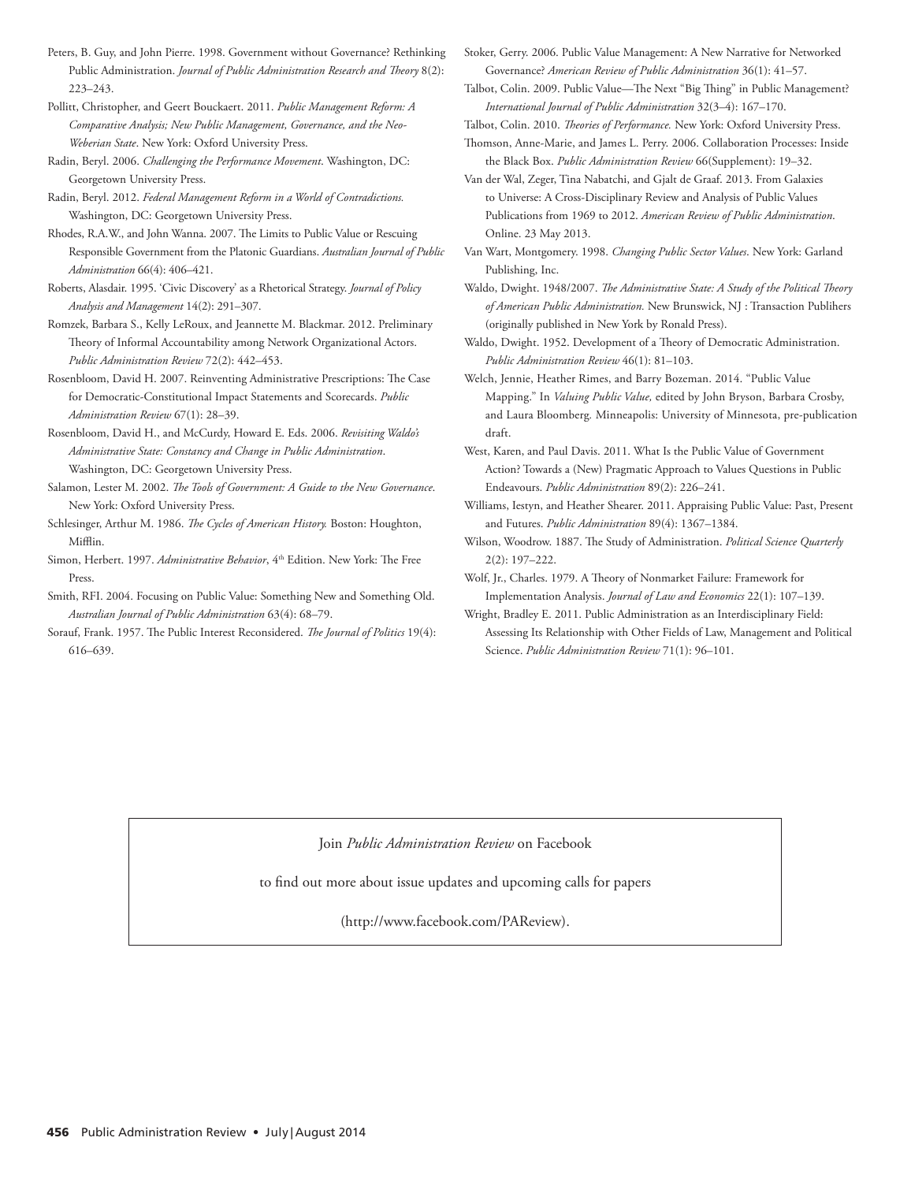Peters, B. Guy, and John Pierre. 1998. Government without Governance? Rethinking Public Administration. *Journal of Public Administration Research and Theory* 8(2): 223–243.

Pollitt, Christopher, and Geert Bouckaert. 2011. *Public Management Reform: A Comparative Analysis; New Public Management, Governance, and the Neo-Weberian State*. New York: Oxford University Press.

Radin, Beryl. 2006. *Challenging the Performance Movement*. Washington, DC: Georgetown University Press.

Radin, Beryl. 2012. *Federal Management Reform in a World of Contradictions.* Washington, DC: Georgetown University Press.

Rhodes, R.A.W., and John Wanna. 2007. The Limits to Public Value or Rescuing Responsible Government from the Platonic Guardians. *Australian Journal of Public Administration* 66(4): 406–421.

Roberts, Alasdair. 1995. 'Civic Discovery' as a Rhetorical Strategy. *Journal of Policy Analysis and Management* 14(2): 291–307.

Romzek, Barbara S., Kelly LeRoux, and Jeannette M. Blackmar. 2012. Preliminary Theory of Informal Accountability among Network Organizational Actors. *Public Administration Review* 72(2): 442–453.

Rosenbloom, David H. 2007. Reinventing Administrative Prescriptions: The Case for Democratic-Constitutional Impact Statements and Scorecards. *Public Administration Review* 67(1): 28–39.

Rosenbloom, David H., and McCurdy, Howard E. Eds. 2006. *Revisiting Waldo's Administrative State: Constancy and Change in Public Administration*. Washington, DC: Georgetown University Press.

Salamon, Lester M. 2002. *The Tools of Government: A Guide to the New Governance*. New York: Oxford University Press.

Schlesinger, Arthur M. 1986. *The Cycles of American History.* Boston: Houghton, Mifflin.

Simon, Herbert. 1997. *Administrative Behavior*, 4th Edition. New York: The Free Press.

Smith, RFI. 2004. Focusing on Public Value: Something New and Something Old. *Australian Journal of Public Administration* 63(4): 68–79.

Sorauf, Frank. 1957. The Public Interest Reconsidered. *The Journal of Politics* 19(4): 616–639.

Stoker, Gerry. 2006. Public Value Management: A New Narrative for Networked Governance? *American Review of Public Administration* 36(1): 41–57.

Talbot, Colin. 2009. Public Value—The Next "Big Thing" in Public Management? *International Journal of Public Administration* 32(3–4): 167–170.

Talbot, Colin. 2010. *Theories of Performance.* New York: Oxford University Press.

Thomson, Anne-Marie, and James L. Perry. 2006. Collaboration Processes: Inside the Black Box. *Public Administration Review* 66(Supplement): 19–32.

Van der Wal, Zeger, Tina Nabatchi, and Gjalt de Graaf. 2013. From Galaxies to Universe: A Cross-Disciplinary Review and Analysis of Public Values Publications from 1969 to 2012. *American Review of Public Administration*. Online. 23 May 2013.

Van Wart, Montgomery. 1998. *Changing Public Sector Values*. New York: Garland Publishing, Inc.

Waldo, Dwight. 1948/2007. *The Administrative State: A Study of the Political Theory of American Public Administration.* New Brunswick, NJ : Transaction Publihers (originally published in New York by Ronald Press).

Waldo, Dwight. 1952. Development of a Theory of Democratic Administration. *Public Administration Review* 46(1): 81–103.

Welch, Jennie, Heather Rimes, and Barry Bozeman. 2014. "Public Value Mapping." In *Valuing Public Value,* edited by John Bryson, Barbara Crosby, and Laura Bloomberg. Minneapolis: University of Minnesota, pre-publication draft.

West, Karen, and Paul Davis. 2011. What Is the Public Value of Government Action? Towards a (New) Pragmatic Approach to Values Questions in Public Endeavours. *Public Administration* 89(2): 226–241.

Williams, Iestyn, and Heather Shearer. 2011. Appraising Public Value: Past, Present and Futures. *Public Administration* 89(4): 1367–1384.

Wilson, Woodrow. 1887. The Study of Administration. *Political Science Quarterly* 2(2): 197–222.

Wolf, Jr., Charles. 1979. A Theory of Nonmarket Failure: Framework for Implementation Analysis. *Journal of Law and Economics* 22(1): 107–139.

Wright, Bradley E. 2011. Public Administration as an Interdisciplinary Field: Assessing Its Relationship with Other Fields of Law, Management and Political Science. *Public Administration Review* 71(1): 96–101.

Join *Public Administration Review* on Facebook

to find out more about issue updates and upcoming calls for papers

(http://www.facebook.com/PAReview).